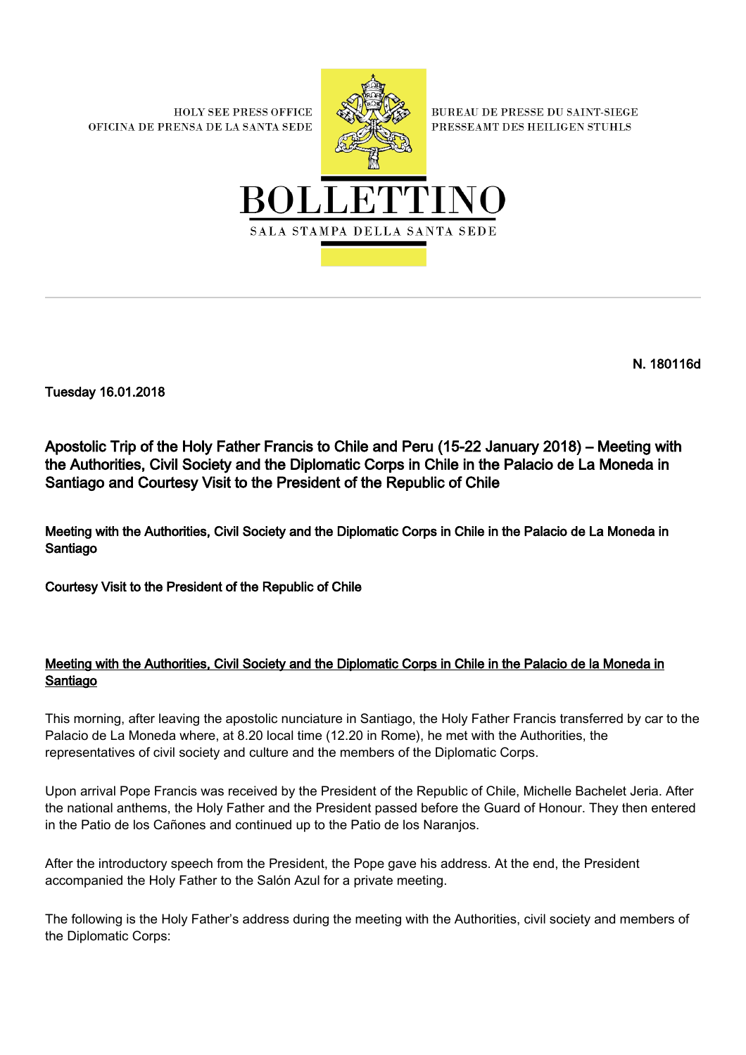HOLY SEE PRESS OFFICE
OFICINA DE PRENSA DE LA SANTA SEDE

BUREAU DE PRESSE DU SAINT-SIEGE
PRESSEAMT DES HEILIGEN STUHLS

# BOLLETTINO

SALA STAMPA DELLA SANTA SEDE

---

**N. 180116d**

**Tuesday 16.01.2018**

## Apostolic Trip of the Holy Father Francis to Chile and Peru (15-22 January 2018) – Meeting with the Authorities, Civil Society and the Diplomatic Corps in Chile in the Palacio de La Moneda in Santiago and Courtesy Visit to the President of the Republic of Chile

**Meeting with the Authorities, Civil Society and the Diplomatic Corps in Chile in the Palacio de La Moneda in Santiago**

**Courtesy Visit to the President of the Republic of Chile**

### Meeting with the Authorities, Civil Society and the Diplomatic Corps in Chile in the Palacio de la Moneda in Santiago

This morning, after leaving the apostolic nunciature in Santiago, the Holy Father Francis transferred by car to the Palacio de La Moneda where, at 8.20 local time (12.20 in Rome), he met with the Authorities, the representatives of civil society and culture and the members of the Diplomatic Corps.

Upon arrival Pope Francis was received by the President of the Republic of Chile, Michelle Bachelet Jeria. After the national anthems, the Holy Father and the President passed before the Guard of Honour. They then entered in the Patio de los Cañones and continued up to the Patio de los Naranjos.

After the introductory speech from the President, the Pope gave his address. At the end, the President accompanied the Holy Father to the Salón Azul for a private meeting.

The following is the Holy Father's address during the meeting with the Authorities, civil society and members of the Diplomatic Corps: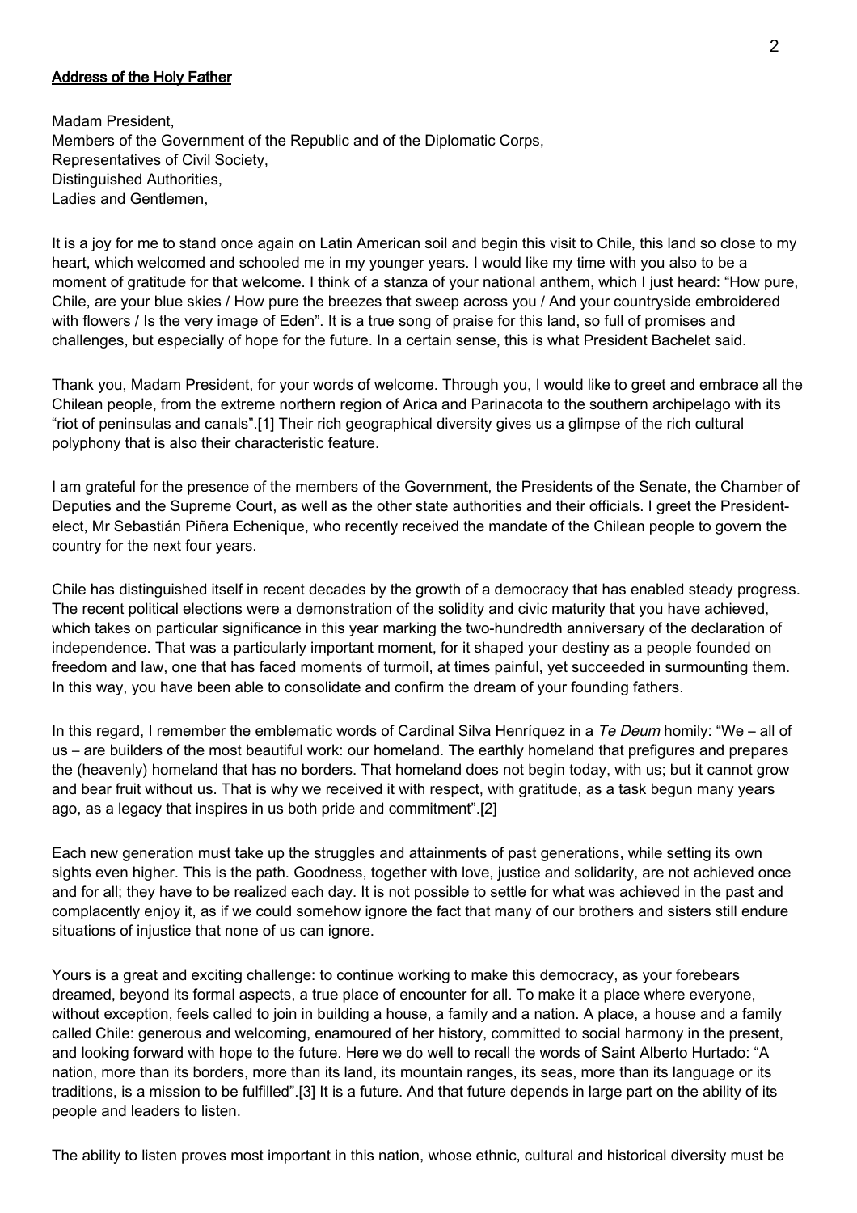**Address of the Holy Father**

Madam President,
Members of the Government of the Republic and of the Diplomatic Corps,
Representatives of Civil Society,
Distinguished Authorities,
Ladies and Gentlemen,

It is a joy for me to stand once again on Latin American soil and begin this visit to Chile, this land so close to my heart, which welcomed and schooled me in my younger years. I would like my time with you also to be a moment of gratitude for that welcome. I think of a stanza of your national anthem, which I just heard: "How pure, Chile, are your blue skies / How pure the breezes that sweep across you / And your countryside embroidered with flowers / Is the very image of Eden". It is a true song of praise for this land, so full of promises and challenges, but especially of hope for the future. In a certain sense, this is what President Bachelet said.

Thank you, Madam President, for your words of welcome. Through you, I would like to greet and embrace all the Chilean people, from the extreme northern region of Arica and Parinacota to the southern archipelago with its "riot of peninsulas and canals".[1] Their rich geographical diversity gives us a glimpse of the rich cultural polyphony that is also their characteristic feature.

I am grateful for the presence of the members of the Government, the Presidents of the Senate, the Chamber of Deputies and the Supreme Court, as well as the other state authorities and their officials. I greet the President-elect, Mr Sebastián Piñera Echenique, who recently received the mandate of the Chilean people to govern the country for the next four years.

Chile has distinguished itself in recent decades by the growth of a democracy that has enabled steady progress. The recent political elections were a demonstration of the solidity and civic maturity that you have achieved, which takes on particular significance in this year marking the two-hundredth anniversary of the declaration of independence. That was a particularly important moment, for it shaped your destiny as a people founded on freedom and law, one that has faced moments of turmoil, at times painful, yet succeeded in surmounting them. In this way, you have been able to consolidate and confirm the dream of your founding fathers.

In this regard, I remember the emblematic words of Cardinal Silva Henríquez in a *Te Deum* homily: "We – all of us – are builders of the most beautiful work: our homeland. The earthly homeland that prefigures and prepares the (heavenly) homeland that has no borders. That homeland does not begin today, with us; but it cannot grow and bear fruit without us. That is why we received it with respect, with gratitude, as a task begun many years ago, as a legacy that inspires in us both pride and commitment".[2]

Each new generation must take up the struggles and attainments of past generations, while setting its own sights even higher. This is the path. Goodness, together with love, justice and solidarity, are not achieved once and for all; they have to be realized each day. It is not possible to settle for what was achieved in the past and complacently enjoy it, as if we could somehow ignore the fact that many of our brothers and sisters still endure situations of injustice that none of us can ignore.

Yours is a great and exciting challenge: to continue working to make this democracy, as your forebears dreamed, beyond its formal aspects, a true place of encounter for all. To make it a place where everyone, without exception, feels called to join in building a house, a family and a nation. A place, a house and a family called Chile: generous and welcoming, enamoured of her history, committed to social harmony in the present, and looking forward with hope to the future. Here we do well to recall the words of Saint Alberto Hurtado: "A nation, more than its borders, more than its land, its mountain ranges, its seas, more than its language or its traditions, is a mission to be fulfilled".[3] It is a future. And that future depends in large part on the ability of its people and leaders to listen.

The ability to listen proves most important in this nation, whose ethnic, cultural and historical diversity must be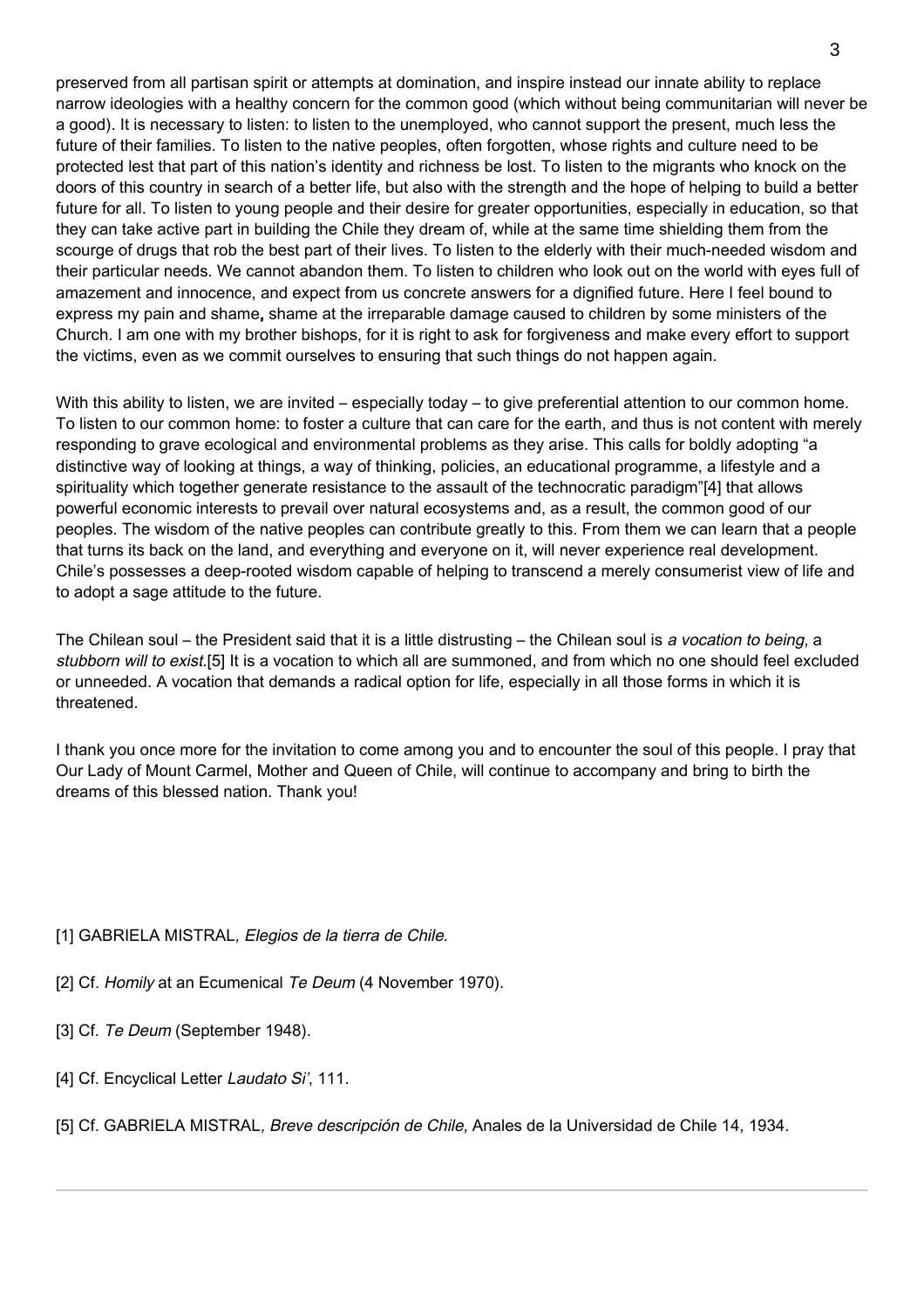preserved from all partisan spirit or attempts at domination, and inspire instead our innate ability to replace narrow ideologies with a healthy concern for the common good (which without being communitarian will never be a good). It is necessary to listen: to listen to the unemployed, who cannot support the present, much less the future of their families. To listen to the native peoples, often forgotten, whose rights and culture need to be protected lest that part of this nation's identity and richness be lost. To listen to the migrants who knock on the doors of this country in search of a better life, but also with the strength and the hope of helping to build a better future for all. To listen to young people and their desire for greater opportunities, especially in education, so that they can take active part in building the Chile they dream of, while at the same time shielding them from the scourge of drugs that rob the best part of their lives. To listen to the elderly with their much-needed wisdom and their particular needs. We cannot abandon them. To listen to children who look out on the world with eyes full of amazement and innocence, and expect from us concrete answers for a dignified future. Here I feel bound to express my pain and shame**,** shame at the irreparable damage caused to children by some ministers of the Church. I am one with my brother bishops, for it is right to ask for forgiveness and make every effort to support the victims, even as we commit ourselves to ensuring that such things do not happen again.

With this ability to listen, we are invited – especially today – to give preferential attention to our common home. To listen to our common home: to foster a culture that can care for the earth, and thus is not content with merely responding to grave ecological and environmental problems as they arise. This calls for boldly adopting "a distinctive way of looking at things, a way of thinking, policies, an educational programme, a lifestyle and a spirituality which together generate resistance to the assault of the technocratic paradigm"[4] that allows powerful economic interests to prevail over natural ecosystems and, as a result, the common good of our peoples. The wisdom of the native peoples can contribute greatly to this. From them we can learn that a people that turns its back on the land, and everything and everyone on it, will never experience real development. Chile's possesses a deep-rooted wisdom capable of helping to transcend a merely consumerist view of life and to adopt a sage attitude to the future.

The Chilean soul – the President said that it is a little distrusting – the Chilean soul is *a vocation to being*, a *stubborn will to exist*.[5] It is a vocation to which all are summoned, and from which no one should feel excluded or unneeded. A vocation that demands a radical option for life, especially in all those forms in which it is threatened.

I thank you once more for the invitation to come among you and to encounter the soul of this people. I pray that Our Lady of Mount Carmel, Mother and Queen of Chile, will continue to accompany and bring to birth the dreams of this blessed nation. Thank you!

[1] GABRIELA MISTRAL, *Elegios de la tierra de Chile*.

[2] Cf. *Homily* at an Ecumenical *Te Deum* (4 November 1970).

[3] Cf. *Te Deum* (September 1948).

[4] Cf. Encyclical Letter *Laudato Si'*, 111.

[5] Cf. GABRIELA MISTRAL, *Breve descripción de Chile,* Anales de la Universidad de Chile 14, 1934.